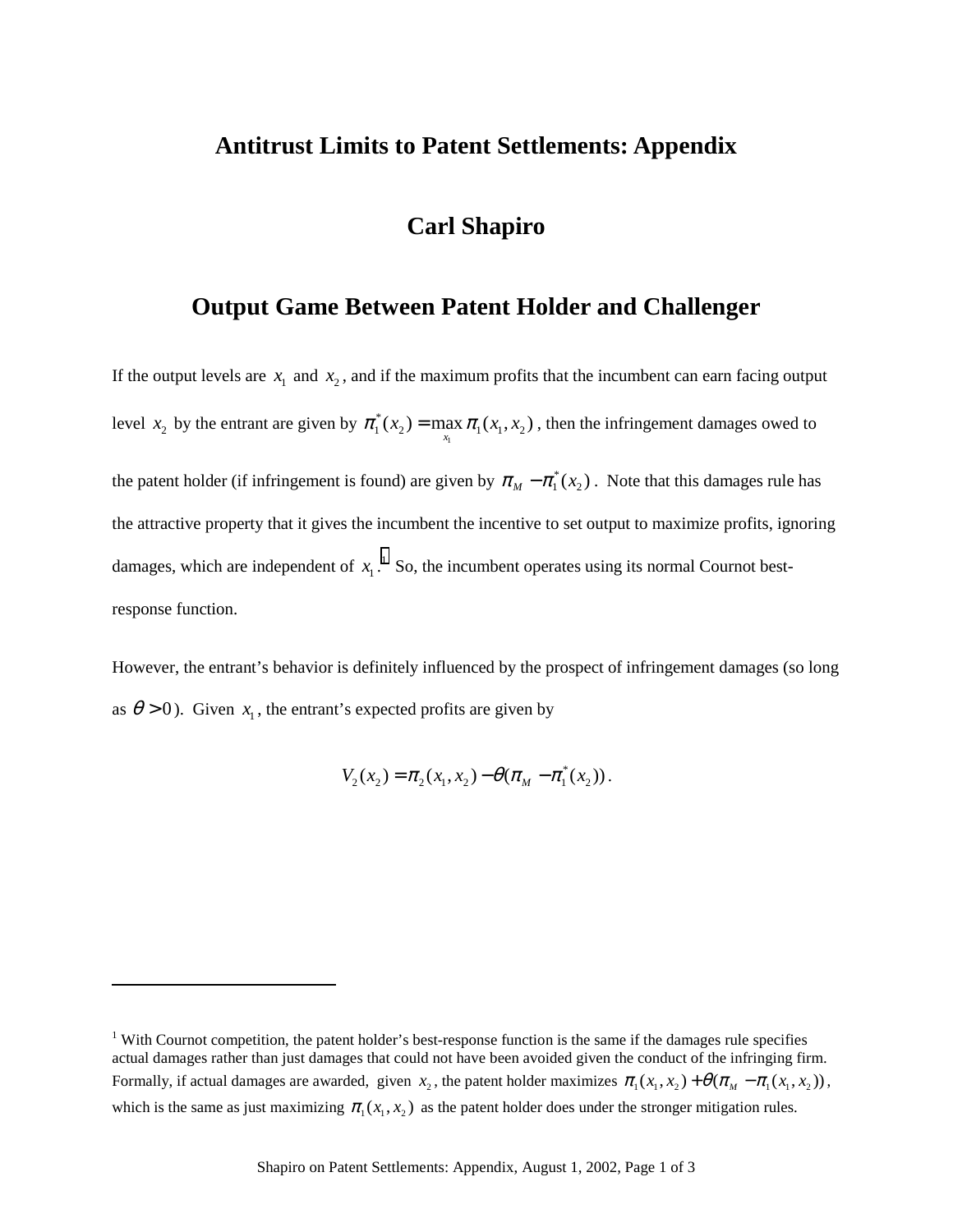# Antitrust Limits to Patent Settlements: Appendix

## Carl Shapiro

## Output Game Between Patent Holder and Challenger

If the output levels are $x_1$ and $x_2$, and if the maximum profits that the incumbent can earn facing output level $x_2$ by the entrant are given by $\pi_1^*(x_2) = \max_{x_1} \pi_1(x_1, x_2)$, then the infringement damages owed to the patent holder (if infringement is found) are given by $\pi_M - \pi_1^*(x_2)$. Note that this damages rule has the attractive property that it gives the incumbent the incentive to set output to maximize profits, ignoring damages, which are independent of $x_1$.[1] So, the incumbent operates using its normal Cournot best-response function.

However, the entrant's behavior is definitely influenced by the prospect of infringement damages (so long as $\theta > 0$). Given $x_1$, the entrant's expected profits are given by

$$V_2(x_2) = \pi_2(x_1, x_2) - \theta(\pi_M - \pi_1^*(x_2)).$$

---

[1] With Cournot competition, the patent holder's best-response function is the same if the damages rule specifies actual damages rather than just damages that could not have been avoided given the conduct of the infringing firm. Formally, if actual damages are awarded, given $x_2$, the patent holder maximizes $\pi_1(x_1, x_2) + \theta(\pi_M - \pi_1(x_1, x_2))$, which is the same as just maximizing $\pi_1(x_1, x_2)$ as the patent holder does under the stronger mitigation rules.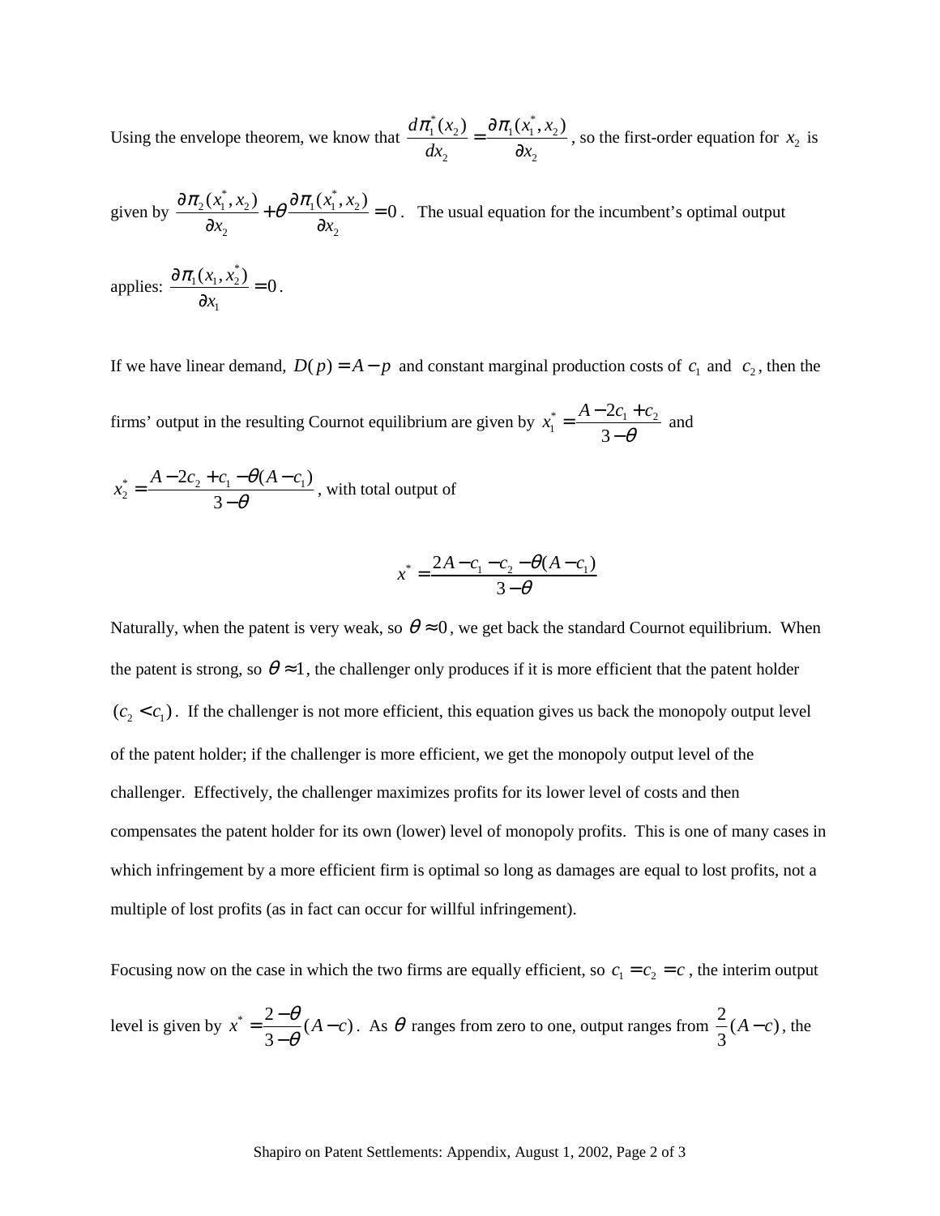Using the envelope theorem, we know that $\frac{d\pi_1^*(x_2)}{dx_2} = \frac{\partial \pi_1(x_1^*, x_2)}{\partial x_2}$, so the first-order equation for $x_2$ is given by $\frac{\partial \pi_2(x_1^*, x_2)}{\partial x_2} + \theta \frac{\partial \pi_1(x_1^*, x_2)}{\partial x_2} = 0$. The usual equation for the incumbent's optimal output applies: $\frac{\partial \pi_1(x_1, x_2^*)}{\partial x_1} = 0$.

If we have linear demand, $D(p) = A - p$ and constant marginal production costs of $c_1$ and $c_2$, then the firms' output in the resulting Cournot equilibrium are given by $x_1^* = \frac{A - 2c_1 + c_2}{3 - \theta}$ and $x_2^* = \frac{A - 2c_2 + c_1 - \theta(A - c_1)}{3 - \theta}$, with total output of

$$x^* = \frac{2A - c_1 - c_2 - \theta(A - c_1)}{3 - \theta}$$

Naturally, when the patent is very weak, so $\theta \approx 0$, we get back the standard Cournot equilibrium. When the patent is strong, so $\theta \approx 1$, the challenger only produces if it is more efficient that the patent holder $(c_2 < c_1)$. If the challenger is not more efficient, this equation gives us back the monopoly output level of the patent holder; if the challenger is more efficient, we get the monopoly output level of the challenger. Effectively, the challenger maximizes profits for its lower level of costs and then compensates the patent holder for its own (lower) level of monopoly profits. This is one of many cases in which infringement by a more efficient firm is optimal so long as damages are equal to lost profits, not a multiple of lost profits (as in fact can occur for willful infringement).

Focusing now on the case in which the two firms are equally efficient, so $c_1 = c_2 = c$, the interim output level is given by $x^* = \frac{2 - \theta}{3 - \theta}(A - c)$. As $\theta$ ranges from zero to one, output ranges from $\frac{2}{3}(A - c)$, the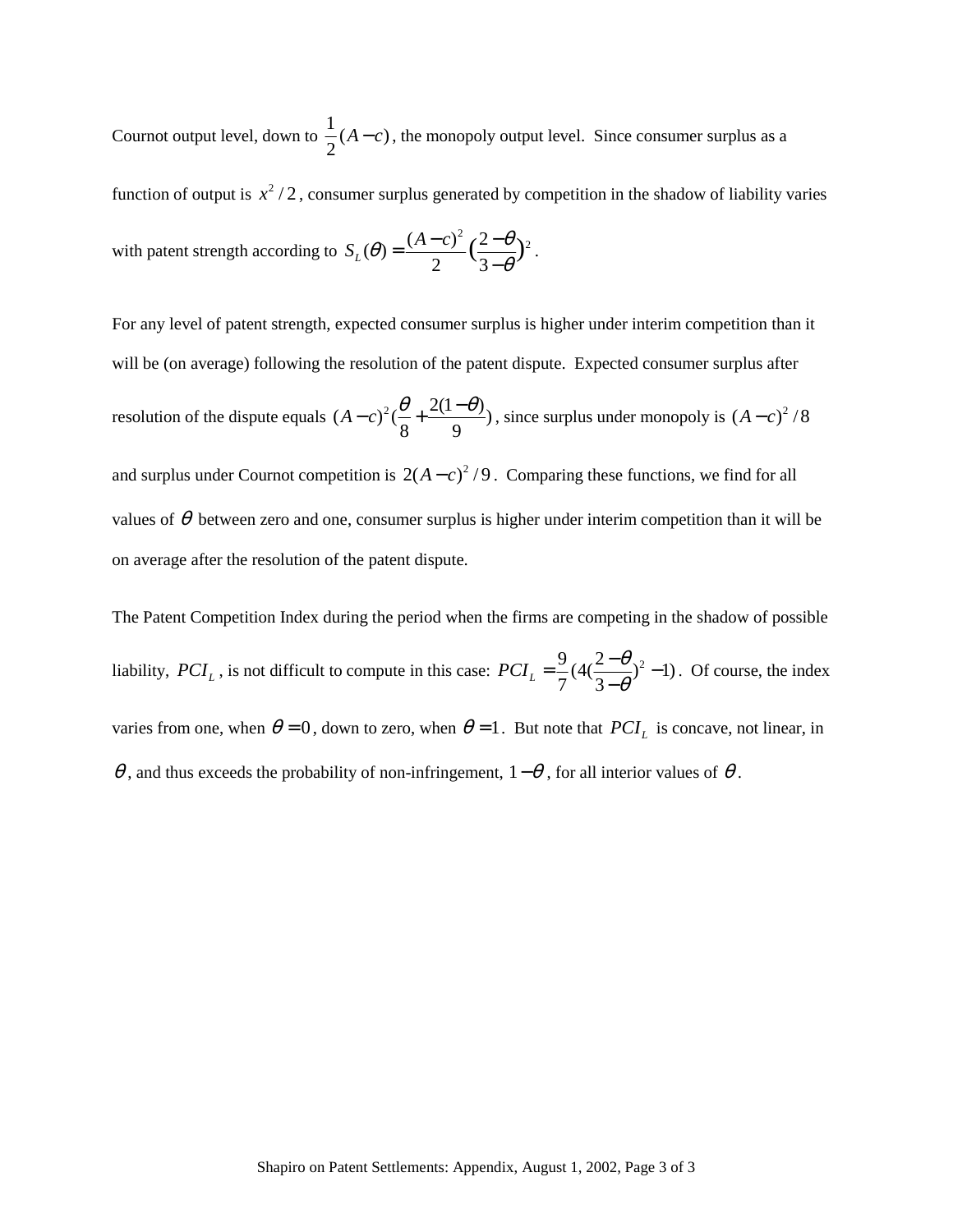Cournot output level, down to $\frac{1}{2}(A-c)$, the monopoly output level. Since consumer surplus as a function of output is $x^2/2$, consumer surplus generated by competition in the shadow of liability varies with patent strength according to $S_L(\theta) = \frac{(A-c)^2}{2}\left(\frac{2-\theta}{3-\theta}\right)^2$.

For any level of patent strength, expected consumer surplus is higher under interim competition than it will be (on average) following the resolution of the patent dispute. Expected consumer surplus after resolution of the dispute equals $(A-c)^2(\frac{\theta}{8} + \frac{2(1-\theta)}{9})$, since surplus under monopoly is $(A-c)^2/8$ and surplus under Cournot competition is $2(A-c)^2/9$. Comparing these functions, we find for all values of $\theta$ between zero and one, consumer surplus is higher under interim competition than it will be on average after the resolution of the patent dispute.

The Patent Competition Index during the period when the firms are competing in the shadow of possible liability, $PCI_L$, is not difficult to compute in this case: $PCI_L = \frac{9}{7}(4(\frac{2-\theta}{3-\theta})^2 - 1)$. Of course, the index varies from one, when $\theta = 0$, down to zero, when $\theta = 1$. But note that $PCI_L$ is concave, not linear, in $\theta$, and thus exceeds the probability of non-infringement, $1-\theta$, for all interior values of $\theta$.